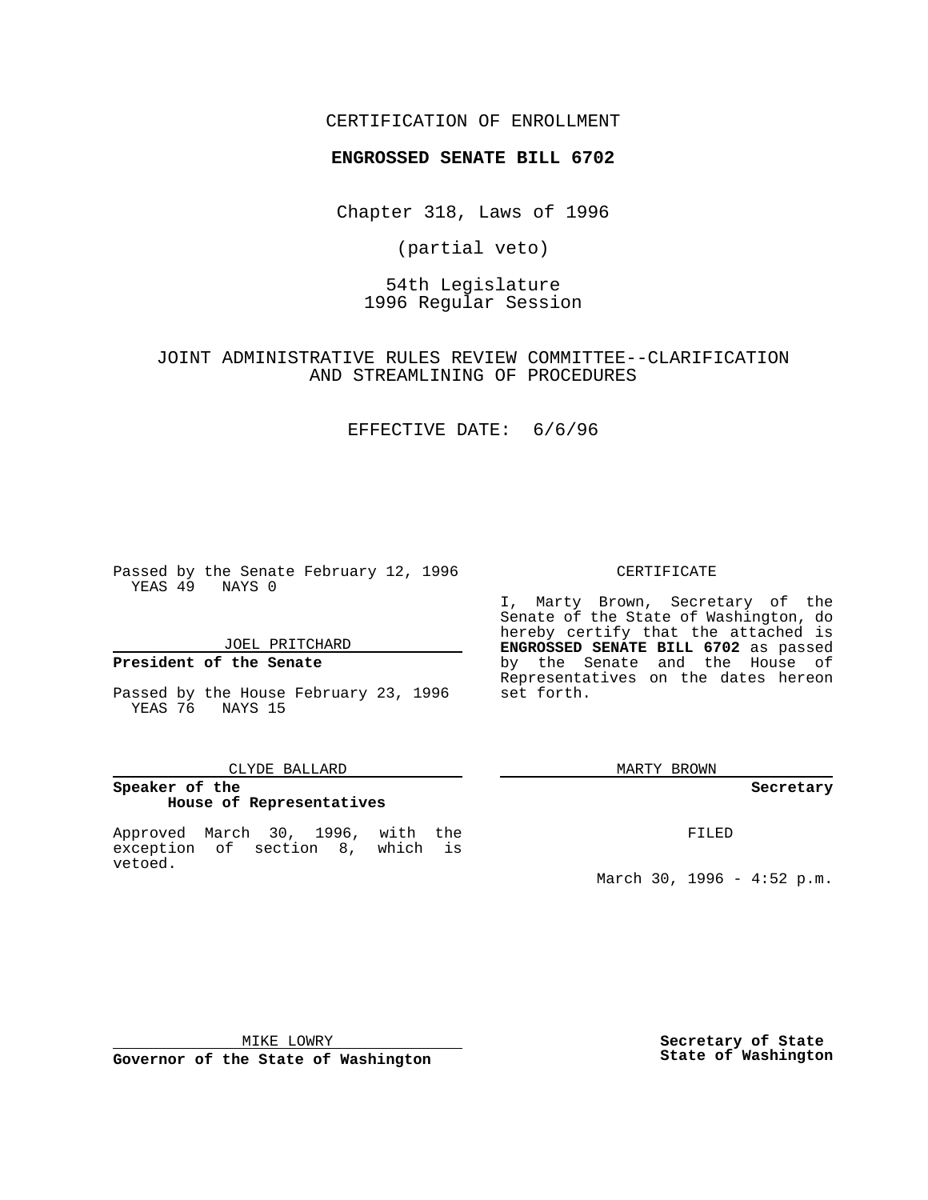CERTIFICATION OF ENROLLMENT

**ENGROSSED SENATE BILL 6702**

Chapter 318, Laws of 1996

(partial veto)

54th Legislature
1996 Regular Session

JOINT ADMINISTRATIVE RULES REVIEW COMMITTEE--CLARIFICATION AND STREAMLINING OF PROCEDURES

EFFECTIVE DATE: 6/6/96

Passed by the Senate February 12, 1996
YEAS 49 NAYS 0

JOEL PRITCHARD

**President of the Senate**

Passed by the House February 23, 1996
YEAS 76 NAYS 15

CLYDE BALLARD

**Speaker of the House of Representatives**

Approved March 30, 1996, with the exception of section 8, which is vetoed.

MIKE LOWRY

**Governor of the State of Washington**

CERTIFICATE

I, Marty Brown, Secretary of the Senate of the State of Washington, do hereby certify that the attached is **ENGROSSED SENATE BILL 6702** as passed by the Senate and the House of Representatives on the dates hereon set forth.

MARTY BROWN

**Secretary**

FILED

March 30, 1996 - 4:52 p.m.

**Secretary of State State of Washington**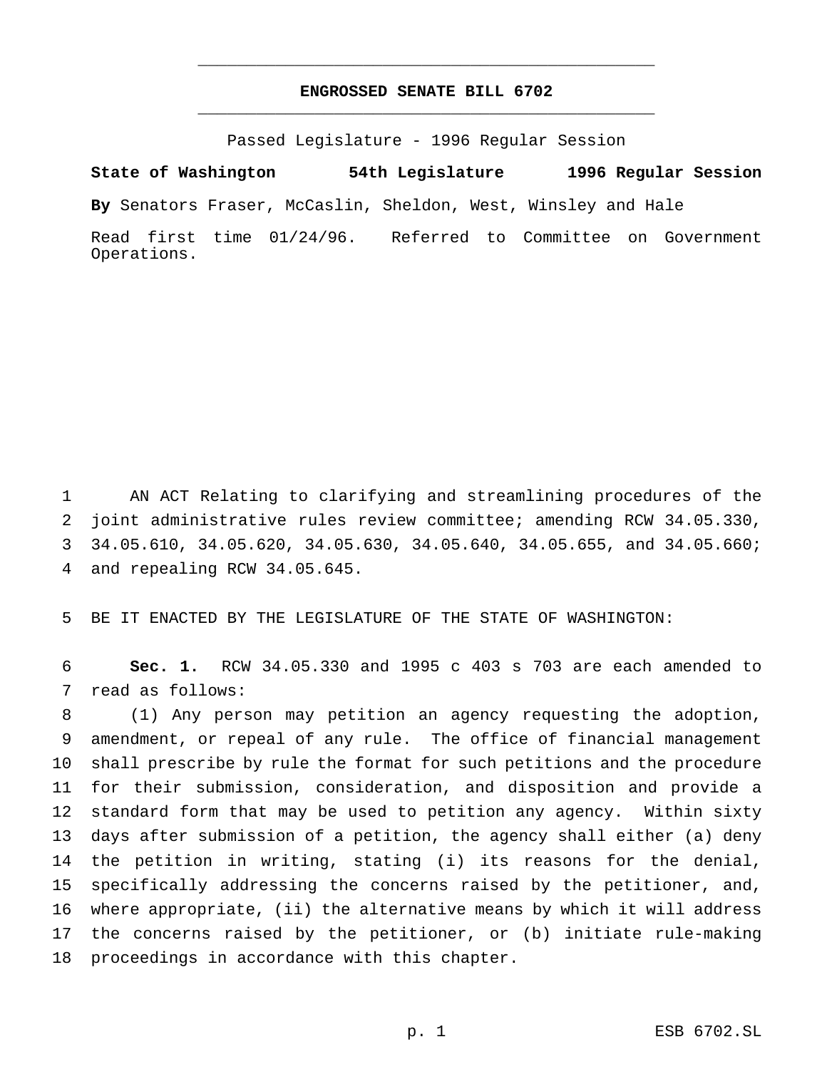# ENGROSSED SENATE BILL 6702

Passed Legislature - 1996 Regular Session

**State of Washington 54th Legislature 1996 Regular Session**

**By** Senators Fraser, McCaslin, Sheldon, West, Winsley and Hale

Read first time 01/24/96. Referred to Committee on Government Operations.

AN ACT Relating to clarifying and streamlining procedures of the joint administrative rules review committee; amending RCW 34.05.330, 34.05.610, 34.05.620, 34.05.630, 34.05.640, 34.05.655, and 34.05.660; and repealing RCW 34.05.645.

BE IT ENACTED BY THE LEGISLATURE OF THE STATE OF WASHINGTON:

**Sec. 1.** RCW 34.05.330 and 1995 c 403 s 703 are each amended to read as follows:

(1) Any person may petition an agency requesting the adoption, amendment, or repeal of any rule. The office of financial management shall prescribe by rule the format for such petitions and the procedure for their submission, consideration, and disposition and provide a standard form that may be used to petition any agency. Within sixty days after submission of a petition, the agency shall either (a) deny the petition in writing, stating (i) its reasons for the denial, specifically addressing the concerns raised by the petitioner, and, where appropriate, (ii) the alternative means by which it will address the concerns raised by the petitioner, or (b) initiate rule-making proceedings in accordance with this chapter.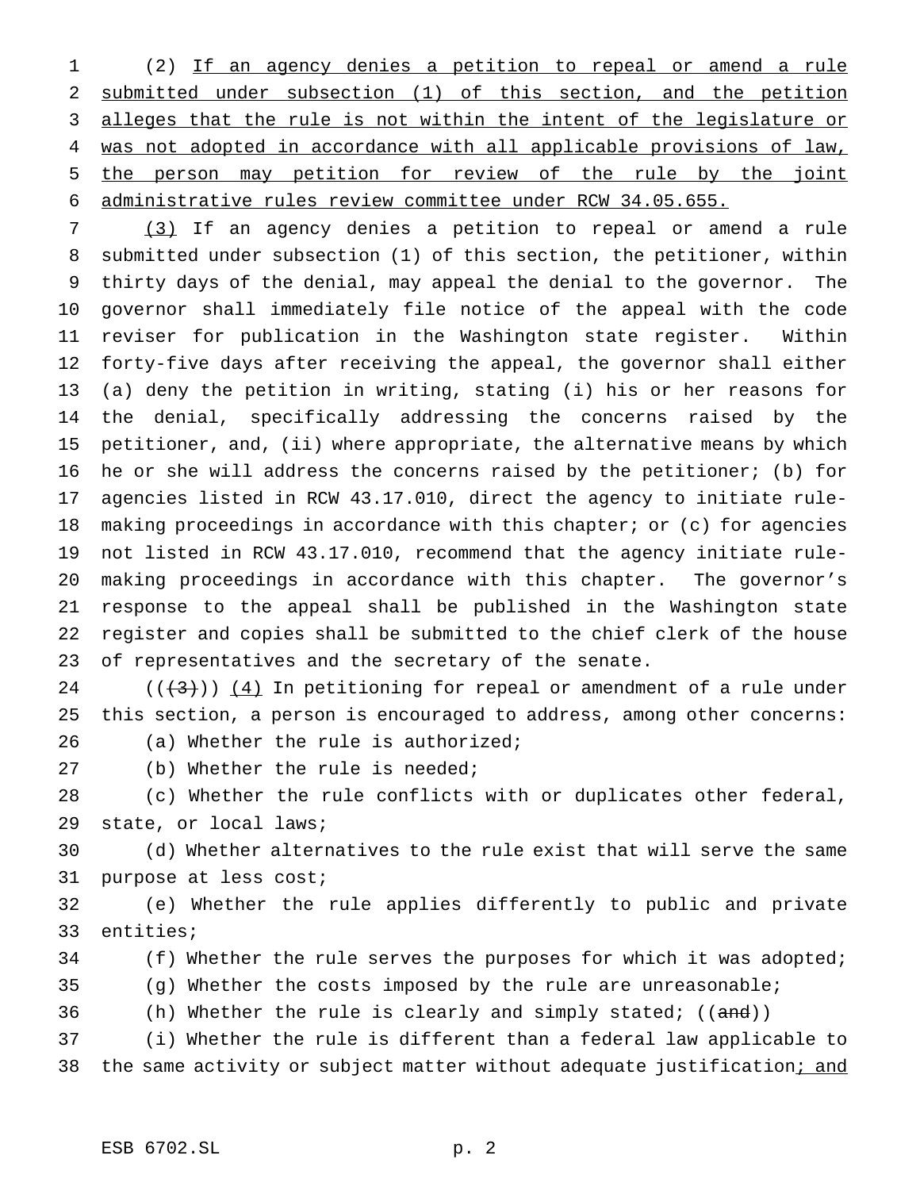(2) If an agency denies a petition to repeal or amend a rule submitted under subsection (1) of this section, and the petition alleges that the rule is not within the intent of the legislature or was not adopted in accordance with all applicable provisions of law, the person may petition for review of the rule by the joint administrative rules review committee under RCW 34.05.655.

(3) If an agency denies a petition to repeal or amend a rule submitted under subsection (1) of this section, the petitioner, within thirty days of the denial, may appeal the denial to the governor. The governor shall immediately file notice of the appeal with the code reviser for publication in the Washington state register. Within forty-five days after receiving the appeal, the governor shall either (a) deny the petition in writing, stating (i) his or her reasons for the denial, specifically addressing the concerns raised by the petitioner, and, (ii) where appropriate, the alternative means by which he or she will address the concerns raised by the petitioner; (b) for agencies listed in RCW 43.17.010, direct the agency to initiate rule-making proceedings in accordance with this chapter; or (c) for agencies not listed in RCW 43.17.010, recommend that the agency initiate rule-making proceedings in accordance with this chapter. The governor's response to the appeal shall be published in the Washington state register and copies shall be submitted to the chief clerk of the house of representatives and the secretary of the senate.

((~~(3)~~)) (4) In petitioning for repeal or amendment of a rule under this section, a person is encouraged to address, among other concerns:

(a) Whether the rule is authorized;

(b) Whether the rule is needed;

(c) Whether the rule conflicts with or duplicates other federal, state, or local laws;

(d) Whether alternatives to the rule exist that will serve the same purpose at less cost;

(e) Whether the rule applies differently to public and private entities;

(f) Whether the rule serves the purposes for which it was adopted;

(g) Whether the costs imposed by the rule are unreasonable;

(h) Whether the rule is clearly and simply stated; ((~~and~~))

(i) Whether the rule is different than a federal law applicable to the same activity or subject matter without adequate justification; and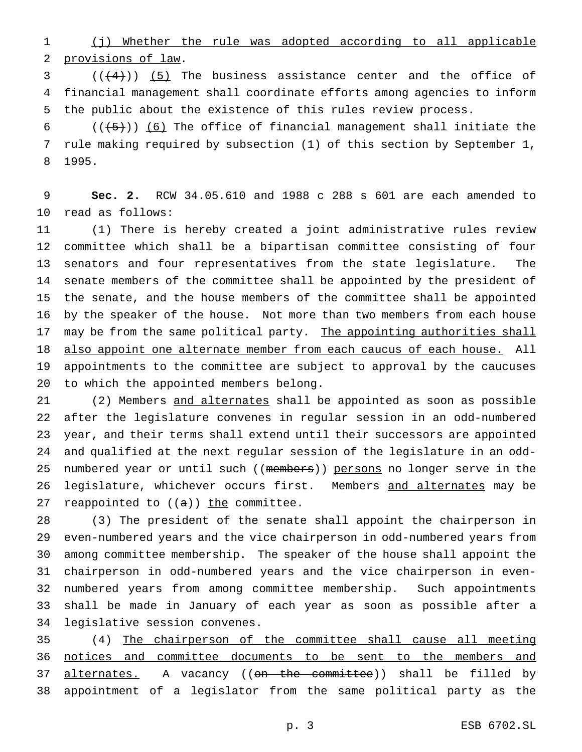(j) Whether the rule was adopted according to all applicable provisions of law.

(((4))) (5) The business assistance center and the office of financial management shall coordinate efforts among agencies to inform the public about the existence of this rules review process.

(((5))) (6) The office of financial management shall initiate the rule making required by subsection (1) of this section by September 1, 1995.

**Sec. 2.** RCW 34.05.610 and 1988 c 288 s 601 are each amended to read as follows:

(1) There is hereby created a joint administrative rules review committee which shall be a bipartisan committee consisting of four senators and four representatives from the state legislature. The senate members of the committee shall be appointed by the president of the senate, and the house members of the committee shall be appointed by the speaker of the house. Not more than two members from each house may be from the same political party. The appointing authorities shall also appoint one alternate member from each caucus of each house. All appointments to the committee are subject to approval by the caucuses to which the appointed members belong.

(2) Members and alternates shall be appointed as soon as possible after the legislature convenes in regular session in an odd-numbered year, and their terms shall extend until their successors are appointed and qualified at the next regular session of the legislature in an odd-numbered year or until such ((members)) persons no longer serve in the legislature, whichever occurs first. Members and alternates may be reappointed to ((a)) the committee.

(3) The president of the senate shall appoint the chairperson in even-numbered years and the vice chairperson in odd-numbered years from among committee membership. The speaker of the house shall appoint the chairperson in odd-numbered years and the vice chairperson in even-numbered years from among committee membership. Such appointments shall be made in January of each year as soon as possible after a legislative session convenes.

(4) The chairperson of the committee shall cause all meeting notices and committee documents to be sent to the members and alternates. A vacancy ((on the committee)) shall be filled by appointment of a legislator from the same political party as the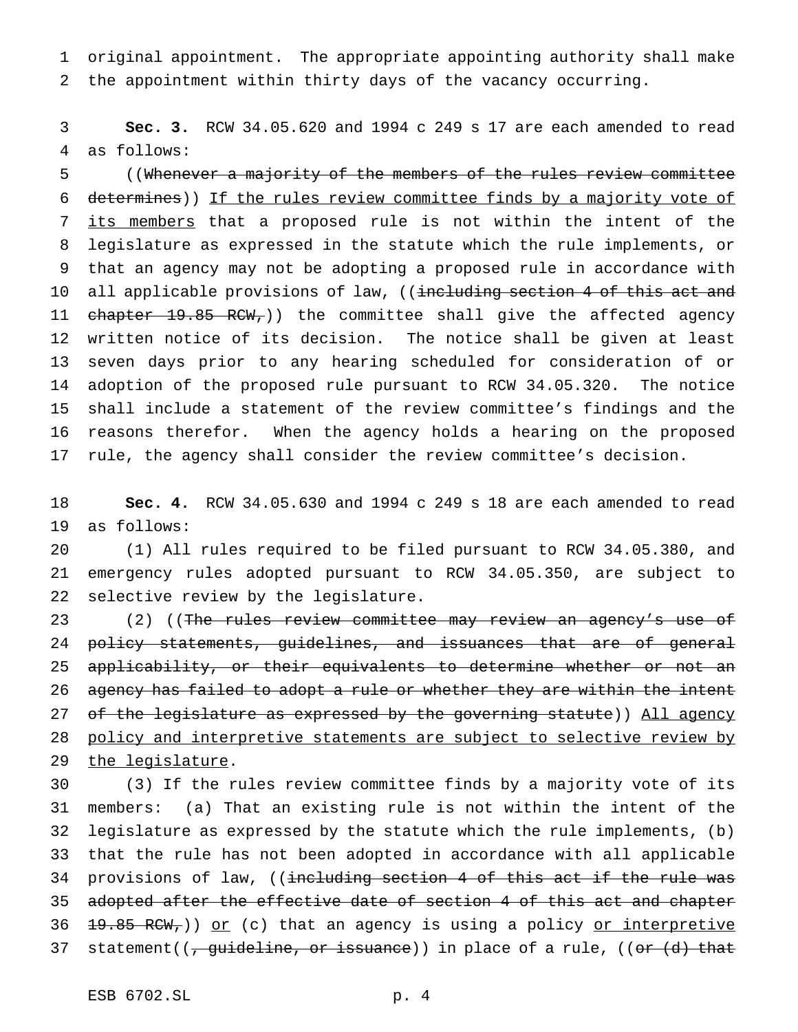original appointment. The appropriate appointing authority shall make the appointment within thirty days of the vacancy occurring.

**Sec. 3.** RCW 34.05.620 and 1994 c 249 s 17 are each amended to read as follows:

((~~Whenever a majority of the members of the rules review committee determines~~)) <u>If the rules review committee finds by a majority vote of its members</u> that a proposed rule is not within the intent of the legislature as expressed in the statute which the rule implements, or that an agency may not be adopting a proposed rule in accordance with all applicable provisions of law, ((~~including section 4 of this act and chapter 19.85 RCW,~~)) the committee shall give the affected agency written notice of its decision. The notice shall be given at least seven days prior to any hearing scheduled for consideration of or adoption of the proposed rule pursuant to RCW 34.05.320. The notice shall include a statement of the review committee's findings and the reasons therefor. When the agency holds a hearing on the proposed rule, the agency shall consider the review committee's decision.

**Sec. 4.** RCW 34.05.630 and 1994 c 249 s 18 are each amended to read as follows:

(1) All rules required to be filed pursuant to RCW 34.05.380, and emergency rules adopted pursuant to RCW 34.05.350, are subject to selective review by the legislature.

(2) ((~~The rules review committee may review an agency's use of policy statements, guidelines, and issuances that are of general applicability, or their equivalents to determine whether or not an agency has failed to adopt a rule or whether they are within the intent of the legislature as expressed by the governing statute~~)) <u>All agency policy and interpretive statements are subject to selective review by the legislature</u>.

(3) If the rules review committee finds by a majority vote of its members: (a) That an existing rule is not within the intent of the legislature as expressed by the statute which the rule implements, (b) that the rule has not been adopted in accordance with all applicable provisions of law, ((~~including section 4 of this act if the rule was adopted after the effective date of section 4 of this act and chapter 19.85 RCW,~~)) <u>or</u> (c) that an agency is using a policy <u>or interpretive</u> statement((~~, guideline, or issuance~~)) in place of a rule, ((~~or (d) that~~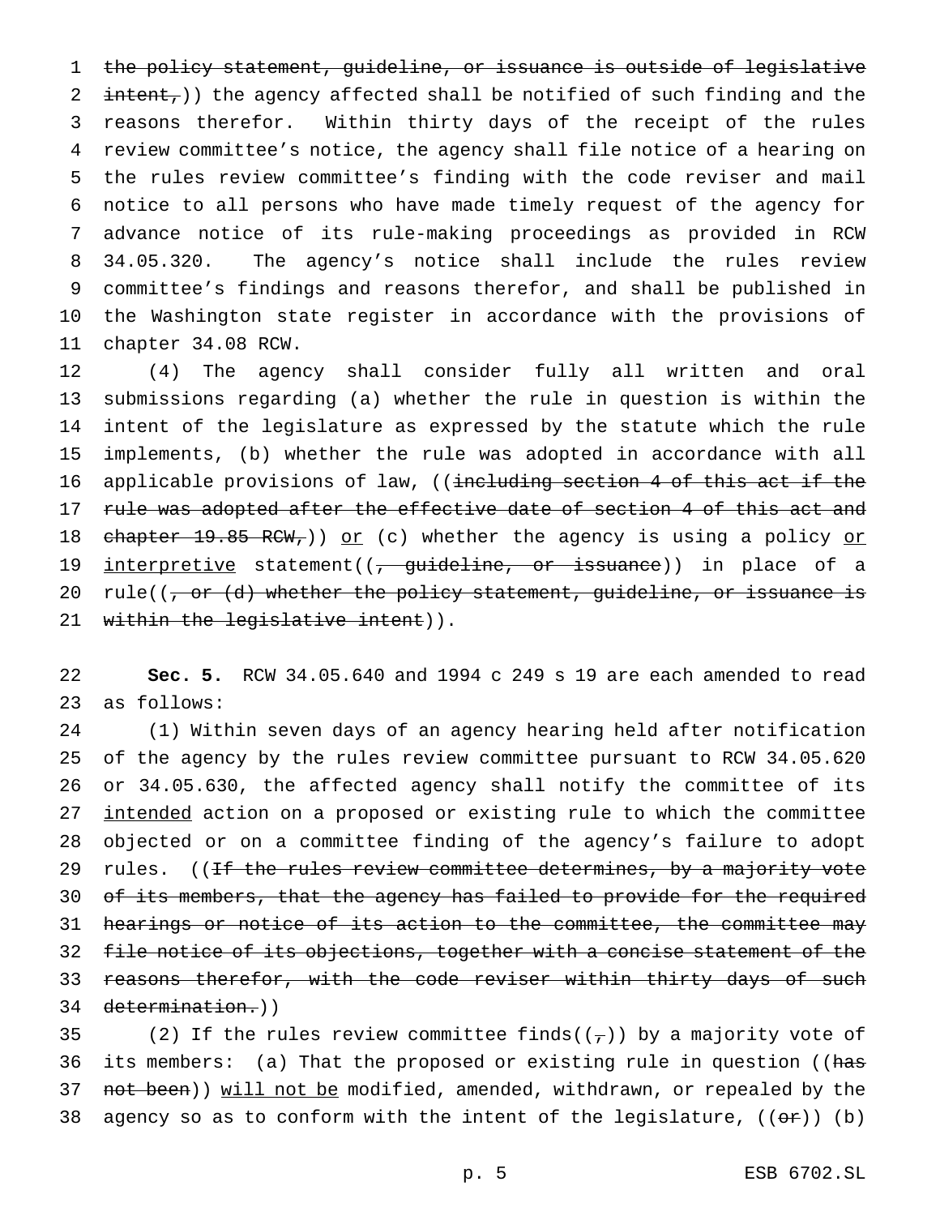~~the policy statement, guideline, or issuance is outside of legislative intent,~~)) the agency affected shall be notified of such finding and the reasons therefor. Within thirty days of the receipt of the rules review committee's notice, the agency shall file notice of a hearing on the rules review committee's finding with the code reviser and mail notice to all persons who have made timely request of the agency for advance notice of its rule-making proceedings as provided in RCW 34.05.320. The agency's notice shall include the rules review committee's findings and reasons therefor, and shall be published in the Washington state register in accordance with the provisions of chapter 34.08 RCW.

(4) The agency shall consider fully all written and oral submissions regarding (a) whether the rule in question is within the intent of the legislature as expressed by the statute which the rule implements, (b) whether the rule was adopted in accordance with all applicable provisions of law, ((~~including section 4 of this act if the rule was adopted after the effective date of section 4 of this act and chapter 19.85 RCW,~~)) <u>or</u> (c) whether the agency is using a policy <u>or interpretive</u> statement((~~, guideline, or issuance~~)) in place of a rule((~~, or (d) whether the policy statement, guideline, or issuance is within the legislative intent~~)).

**Sec. 5.** RCW 34.05.640 and 1994 c 249 s 19 are each amended to read as follows:

(1) Within seven days of an agency hearing held after notification of the agency by the rules review committee pursuant to RCW 34.05.620 or 34.05.630, the affected agency shall notify the committee of its <u>intended</u> action on a proposed or existing rule to which the committee objected or on a committee finding of the agency's failure to adopt rules. ((~~If the rules review committee determines, by a majority vote of its members, that the agency has failed to provide for the required hearings or notice of its action to the committee, the committee may file notice of its objections, together with a concise statement of the reasons therefor, with the code reviser within thirty days of such determination.~~))

(2) If the rules review committee finds((~~,~~)) by a majority vote of its members: (a) That the proposed or existing rule in question ((~~has not been~~)) <u>will not be</u> modified, amended, withdrawn, or repealed by the agency so as to conform with the intent of the legislature, ((~~or~~)) (b)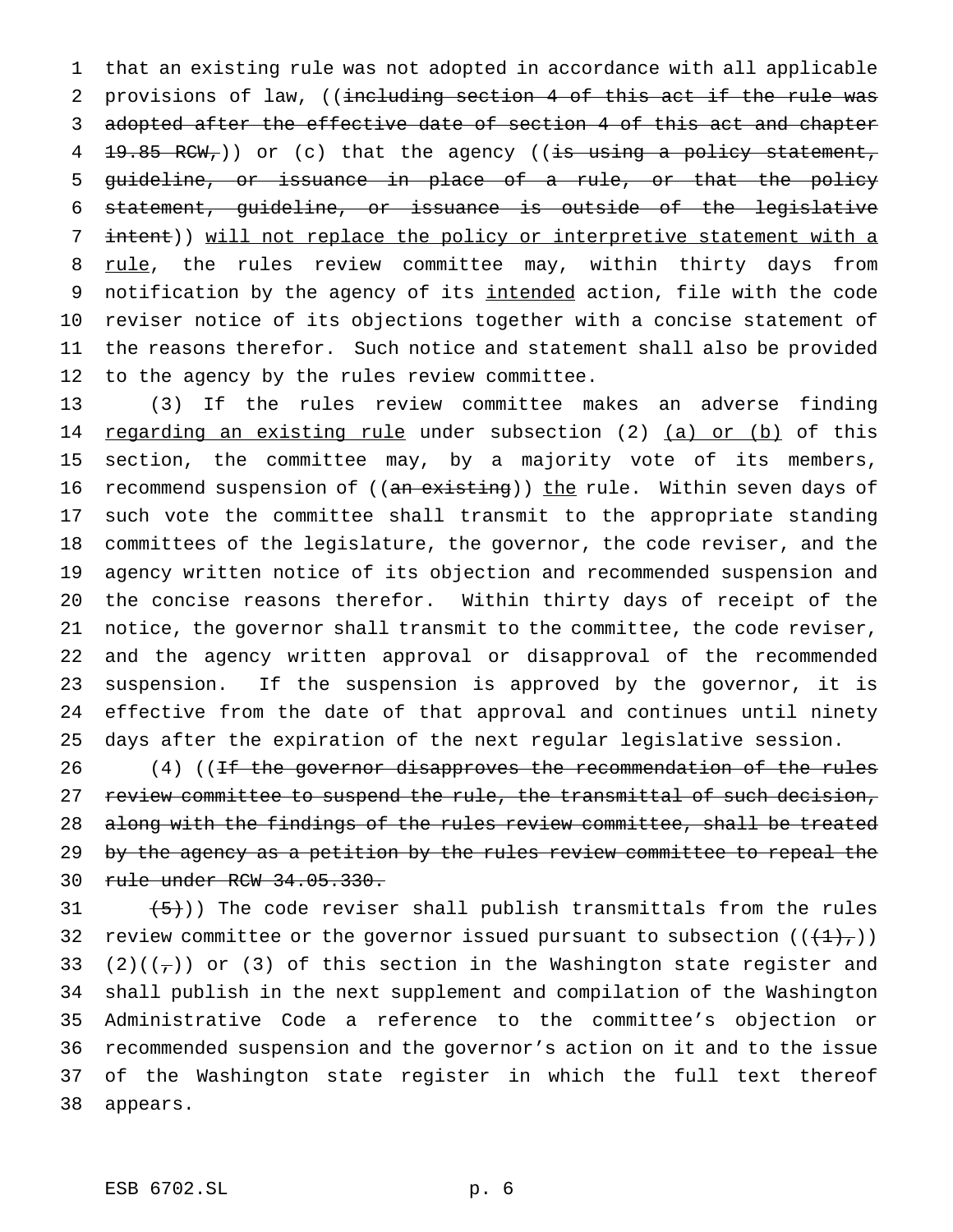that an existing rule was not adopted in accordance with all applicable provisions of law, ((~~including section 4 of this act if the rule was adopted after the effective date of section 4 of this act and chapter 19.85 RCW,~~)) or (c) that the agency ((~~is using a policy statement, guideline, or issuance in place of a rule, or that the policy statement, guideline, or issuance is outside of the legislative intent~~)) <u>will not replace the policy or interpretive statement with a rule</u>, the rules review committee may, within thirty days from notification by the agency of its <u>intended</u> action, file with the code reviser notice of its objections together with a concise statement of the reasons therefor. Such notice and statement shall also be provided to the agency by the rules review committee.

(3) If the rules review committee makes an adverse finding <u>regarding an existing rule</u> under subsection (2) <u>(a) or (b)</u> of this section, the committee may, by a majority vote of its members, recommend suspension of ((~~an existing~~)) <u>the</u> rule. Within seven days of such vote the committee shall transmit to the appropriate standing committees of the legislature, the governor, the code reviser, and the agency written notice of its objection and recommended suspension and the concise reasons therefor. Within thirty days of receipt of the notice, the governor shall transmit to the committee, the code reviser, and the agency written approval or disapproval of the recommended suspension. If the suspension is approved by the governor, it is effective from the date of that approval and continues until ninety days after the expiration of the next regular legislative session.

(4) ((~~If the governor disapproves the recommendation of the rules review committee to suspend the rule, the transmittal of such decision, along with the findings of the rules review committee, shall be treated by the agency as a petition by the rules review committee to repeal the rule under RCW 34.05.330.~~

~~(5)~~)) The code reviser shall publish transmittals from the rules review committee or the governor issued pursuant to subsection ((~~(1),~~)) (2)((~~,~~)) or (3) of this section in the Washington state register and shall publish in the next supplement and compilation of the Washington Administrative Code a reference to the committee's objection or recommended suspension and the governor's action on it and to the issue of the Washington state register in which the full text thereof appears.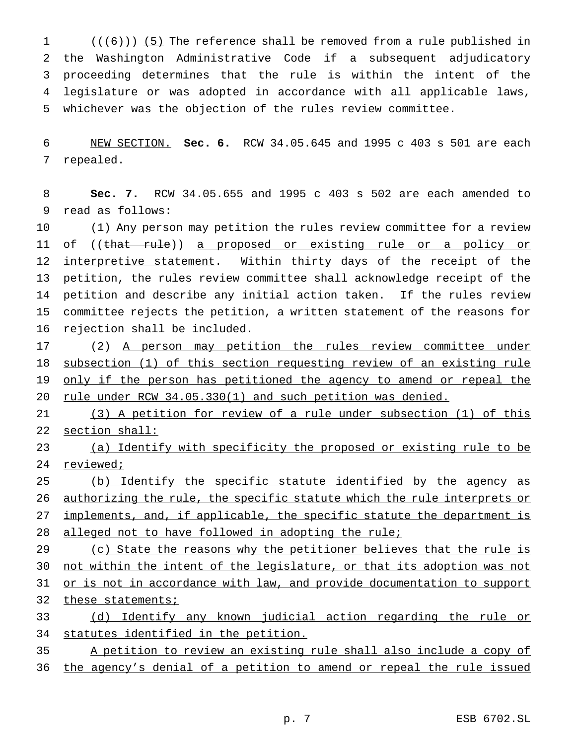((~~(6)~~)) <u>(5)</u> The reference shall be removed from a rule published in the Washington Administrative Code if a subsequent adjudicatory proceeding determines that the rule is within the intent of the legislature or was adopted in accordance with all applicable laws, whichever was the objection of the rules review committee.

<u>NEW SECTION.</u> **Sec. 6.** RCW 34.05.645 and 1995 c 403 s 501 are each repealed.

**Sec. 7.** RCW 34.05.655 and 1995 c 403 s 502 are each amended to read as follows:

(1) Any person may petition the rules review committee for a review of ((~~that rule~~)) <u>a proposed or existing rule or a policy or interpretive statement</u>. Within thirty days of the receipt of the petition, the rules review committee shall acknowledge receipt of the petition and describe any initial action taken. If the rules review committee rejects the petition, a written statement of the reasons for rejection shall be included.

(2) <u>A person may petition the rules review committee under subsection (1) of this section requesting review of an existing rule only if the person has petitioned the agency to amend or repeal the rule under RCW 34.05.330(1) and such petition was denied.</u>

<u>(3) A petition for review of a rule under subsection (1) of this section shall:</u>

<u>(a) Identify with specificity the proposed or existing rule to be reviewed;</u>

<u>(b) Identify the specific statute identified by the agency as authorizing the rule, the specific statute which the rule interprets or implements, and, if applicable, the specific statute the department is alleged not to have followed in adopting the rule;</u>

<u>(c) State the reasons why the petitioner believes that the rule is not within the intent of the legislature, or that its adoption was not or is not in accordance with law, and provide documentation to support these statements;</u>

<u>(d) Identify any known judicial action regarding the rule or statutes identified in the petition.</u>

<u>A petition to review an existing rule shall also include a copy of the agency's denial of a petition to amend or repeal the rule issued</u>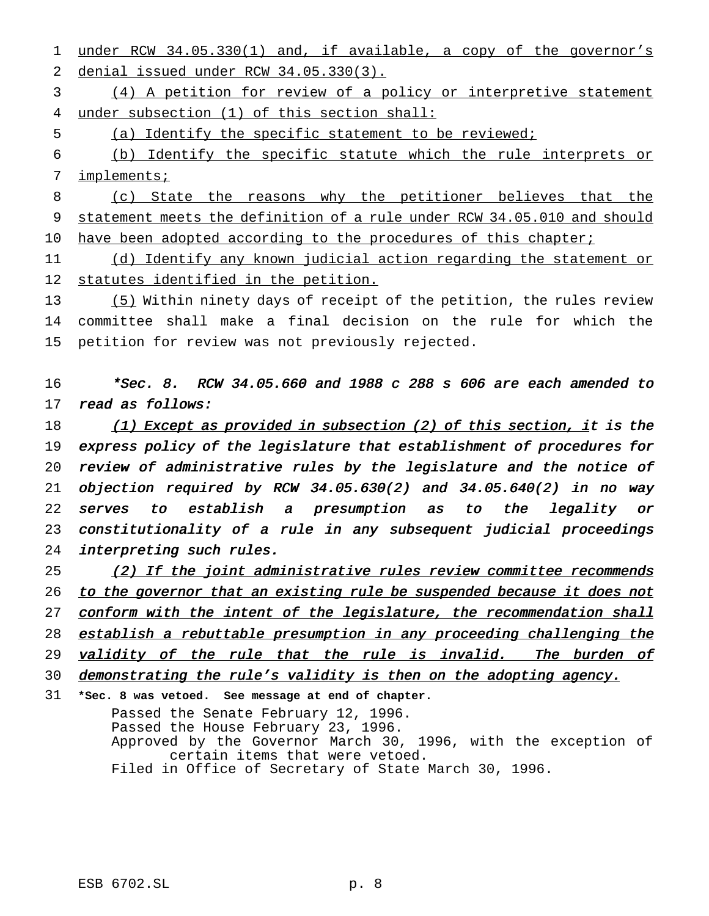under RCW 34.05.330(1) and, if available, a copy of the governor's denial issued under RCW 34.05.330(3).

(4) A petition for review of a policy or interpretive statement under subsection (1) of this section shall:

(a) Identify the specific statement to be reviewed;

(b) Identify the specific statute which the rule interprets or implements;

(c) State the reasons why the petitioner believes that the statement meets the definition of a rule under RCW 34.05.010 and should have been adopted according to the procedures of this chapter;

(d) Identify any known judicial action regarding the statement or statutes identified in the petition.

(5) Within ninety days of receipt of the petition, the rules review committee shall make a final decision on the rule for which the petition for review was not previously rejected.

*\*Sec. 8. RCW 34.05.660 and 1988 c 288 s 606 are each amended to read as follows:*

*(1) Except as provided in subsection (2) of this section, it is the express policy of the legislature that establishment of procedures for review of administrative rules by the legislature and the notice of objection required by RCW 34.05.630(2) and 34.05.640(2) in no way serves to establish a presumption as to the legality or constitutionality of a rule in any subsequent judicial proceedings interpreting such rules.*

*(2) If the joint administrative rules review committee recommends to the governor that an existing rule be suspended because it does not conform with the intent of the legislature, the recommendation shall establish a rebuttable presumption in any proceeding challenging the validity of the rule that the rule is invalid. The burden of demonstrating the rule's validity is then on the adopting agency.*

**\*Sec. 8 was vetoed. See message at end of chapter.**

Passed the Senate February 12, 1996.
Passed the House February 23, 1996.
Approved by the Governor March 30, 1996, with the exception of certain items that were vetoed.
Filed in Office of Secretary of State March 30, 1996.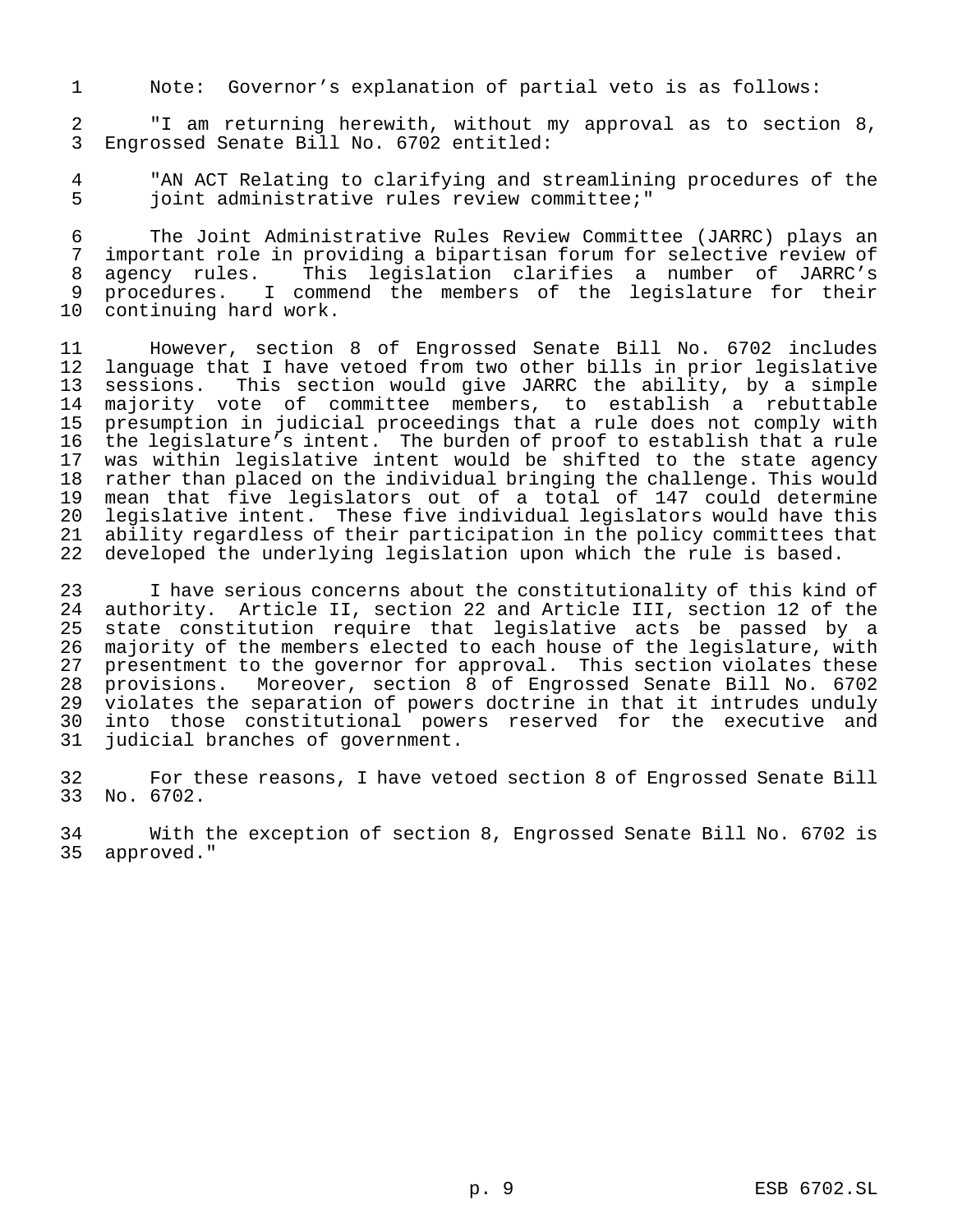Note: Governor's explanation of partial veto is as follows:

"I am returning herewith, without my approval as to section 8, Engrossed Senate Bill No. 6702 entitled:

"AN ACT Relating to clarifying and streamlining procedures of the joint administrative rules review committee;"

The Joint Administrative Rules Review Committee (JARRC) plays an important role in providing a bipartisan forum for selective review of agency rules. This legislation clarifies a number of JARRC's procedures. I commend the members of the legislature for their continuing hard work.

However, section 8 of Engrossed Senate Bill No. 6702 includes language that I have vetoed from two other bills in prior legislative sessions. This section would give JARRC the ability, by a simple majority vote of committee members, to establish a rebuttable presumption in judicial proceedings that a rule does not comply with the legislature's intent. The burden of proof to establish that a rule was within legislative intent would be shifted to the state agency rather than placed on the individual bringing the challenge. This would mean that five legislators out of a total of 147 could determine legislative intent. These five individual legislators would have this ability regardless of their participation in the policy committees that developed the underlying legislation upon which the rule is based.

I have serious concerns about the constitutionality of this kind of authority. Article II, section 22 and Article III, section 12 of the state constitution require that legislative acts be passed by a majority of the members elected to each house of the legislature, with presentment to the governor for approval. This section violates these provisions. Moreover, section 8 of Engrossed Senate Bill No. 6702 violates the separation of powers doctrine in that it intrudes unduly into those constitutional powers reserved for the executive and judicial branches of government.

For these reasons, I have vetoed section 8 of Engrossed Senate Bill No. 6702.

With the exception of section 8, Engrossed Senate Bill No. 6702 is approved."